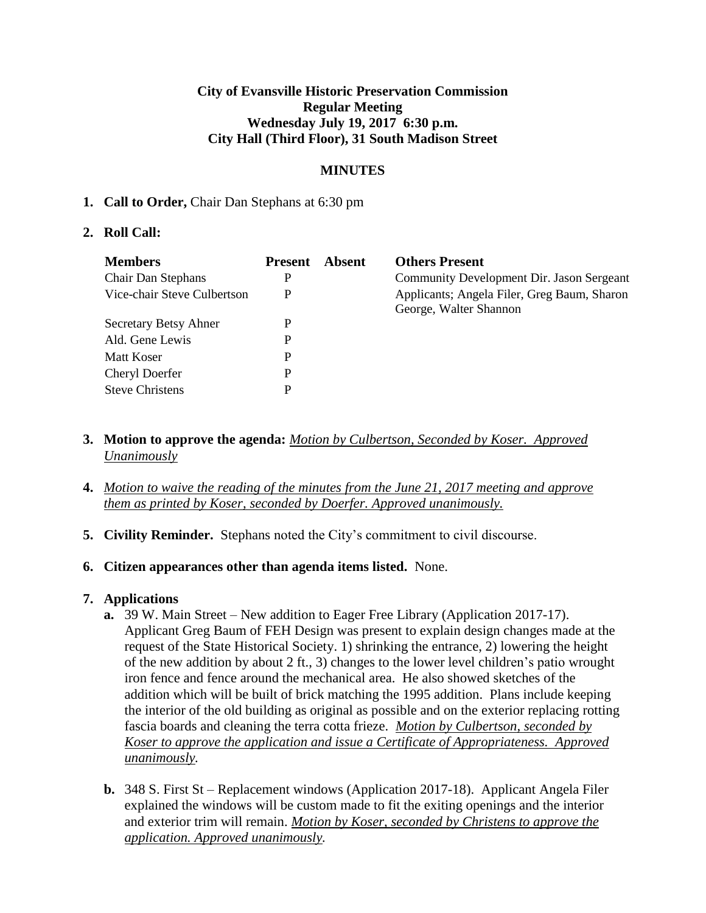**City of Evansville Historic Preservation Commission**
**Regular Meeting**
**Wednesday July 19, 2017 6:30 p.m.**
**City Hall (Third Floor), 31 South Madison Street**

**MINUTES**

1. **Call to Order,** Chair Dan Stephans at 6:30 pm

2. **Roll Call:**

| Members | Present | Absent | Others Present |
|---|---|---|---|
| Chair Dan Stephans | P | | Community Development Dir. Jason Sergeant |
| Vice-chair Steve Culbertson | P | | Applicants; Angela Filer, Greg Baum, Sharon George, Walter Shannon |
| Secretary Betsy Ahner | P | | |
| Ald. Gene Lewis | P | | |
| Matt Koser | P | | |
| Cheryl Doerfer | P | | |
| Steve Christens | P | | |

3. **Motion to approve the agenda:** _Motion by Culbertson, Seconded by Koser. Approved Unanimously_

4. _Motion to waive the reading of the minutes from the June 21, 2017 meeting and approve them as printed by Koser, seconded by Doerfer. Approved unanimously._

5. **Civility Reminder.** Stephans noted the City's commitment to civil discourse.

6. **Citizen appearances other than agenda items listed.** None.

7. **Applications**
   - **a.** 39 W. Main Street – New addition to Eager Free Library (Application 2017-17). Applicant Greg Baum of FEH Design was present to explain design changes made at the request of the State Historical Society. 1) shrinking the entrance, 2) lowering the height of the new addition by about 2 ft., 3) changes to the lower level children's patio wrought iron fence and fence around the mechanical area. He also showed sketches of the addition which will be built of brick matching the 1995 addition. Plans include keeping the interior of the old building as original as possible and on the exterior replacing rotting fascia boards and cleaning the terra cotta frieze. _Motion by Culbertson, seconded by Koser to approve the application and issue a Certificate of Appropriateness. Approved unanimously._
   - **b.** 348 S. First St – Replacement windows (Application 2017-18). Applicant Angela Filer explained the windows will be custom made to fit the exiting openings and the interior and exterior trim will remain. _Motion by Koser, seconded by Christens to approve the application. Approved unanimously._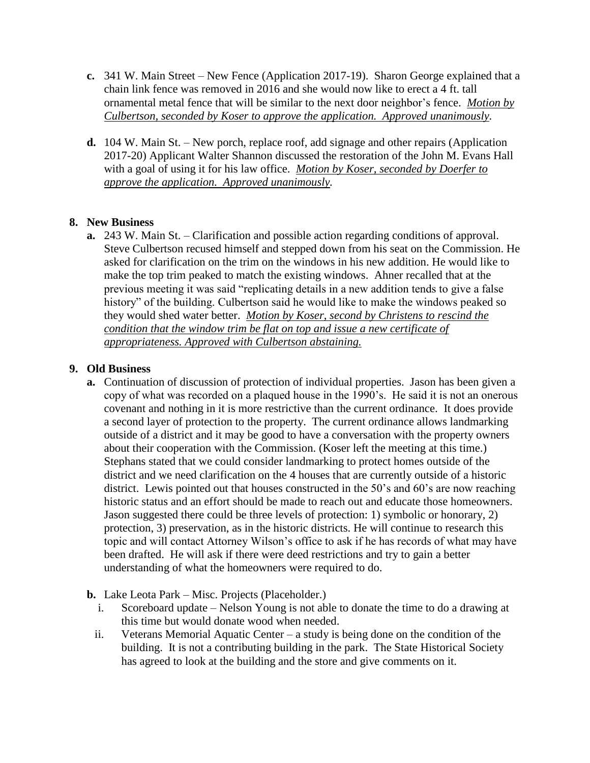- **c.** 341 W. Main Street – New Fence (Application 2017-19). Sharon George explained that a chain link fence was removed in 2016 and she would now like to erect a 4 ft. tall ornamental metal fence that will be similar to the next door neighbor's fence. *Motion by Culbertson, seconded by Koser to approve the application. Approved unanimously.*

- **d.** 104 W. Main St. – New porch, replace roof, add signage and other repairs (Application 2017-20) Applicant Walter Shannon discussed the restoration of the John M. Evans Hall with a goal of using it for his law office. *Motion by Koser, seconded by Doerfer to approve the application. Approved unanimously.*

## 8. New Business

- **a.** 243 W. Main St. – Clarification and possible action regarding conditions of approval. Steve Culbertson recused himself and stepped down from his seat on the Commission. He asked for clarification on the trim on the windows in his new addition. He would like to make the top trim peaked to match the existing windows. Ahner recalled that at the previous meeting it was said "replicating details in a new addition tends to give a false history" of the building. Culbertson said he would like to make the windows peaked so they would shed water better. *Motion by Koser, second by Christens to rescind the condition that the window trim be flat on top and issue a new certificate of appropriateness. Approved with Culbertson abstaining.*

## 9. Old Business

- **a.** Continuation of discussion of protection of individual properties. Jason has been given a copy of what was recorded on a plaqued house in the 1990's. He said it is not an onerous covenant and nothing in it is more restrictive than the current ordinance. It does provide a second layer of protection to the property. The current ordinance allows landmarking outside of a district and it may be good to have a conversation with the property owners about their cooperation with the Commission. (Koser left the meeting at this time.) Stephans stated that we could consider landmarking to protect homes outside of the district and we need clarification on the 4 houses that are currently outside of a historic district. Lewis pointed out that houses constructed in the 50's and 60's are now reaching historic status and an effort should be made to reach out and educate those homeowners. Jason suggested there could be three levels of protection: 1) symbolic or honorary, 2) protection, 3) preservation, as in the historic districts. He will continue to research this topic and will contact Attorney Wilson's office to ask if he has records of what may have been drafted. He will ask if there were deed restrictions and try to gain a better understanding of what the homeowners were required to do.

- **b.** Lake Leota Park – Misc. Projects (Placeholder.)
  - i. Scoreboard update – Nelson Young is not able to donate the time to do a drawing at this time but would donate wood when needed.
  - ii. Veterans Memorial Aquatic Center – a study is being done on the condition of the building. It is not a contributing building in the park. The State Historical Society has agreed to look at the building and the store and give comments on it.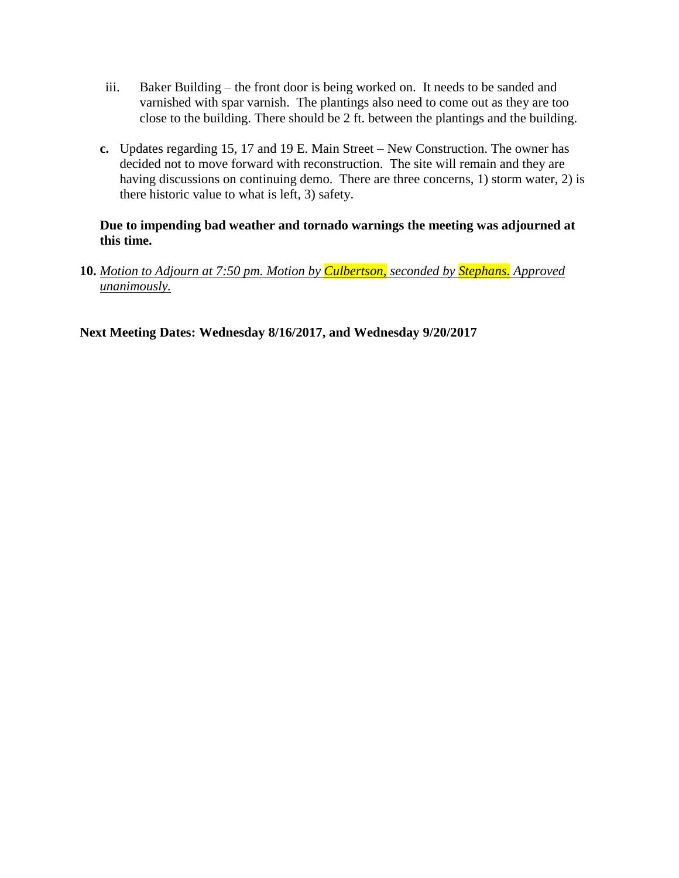iii. Baker Building – the front door is being worked on. It needs to be sanded and varnished with spar varnish. The plantings also need to come out as they are too close to the building. There should be 2 ft. between the plantings and the building.

**c.** Updates regarding 15, 17 and 19 E. Main Street – New Construction. The owner has decided not to move forward with reconstruction. The site will remain and they are having discussions on continuing demo. There are three concerns, 1) storm water, 2) is there historic value to what is left, 3) safety.

**Due to impending bad weather and tornado warnings the meeting was adjourned at this time.**

**10.** *Motion to Adjourn at 7:50 pm. Motion by Culbertson, seconded by Stephans. Approved unanimously.*

**Next Meeting Dates: Wednesday 8/16/2017, and Wednesday 9/20/2017**